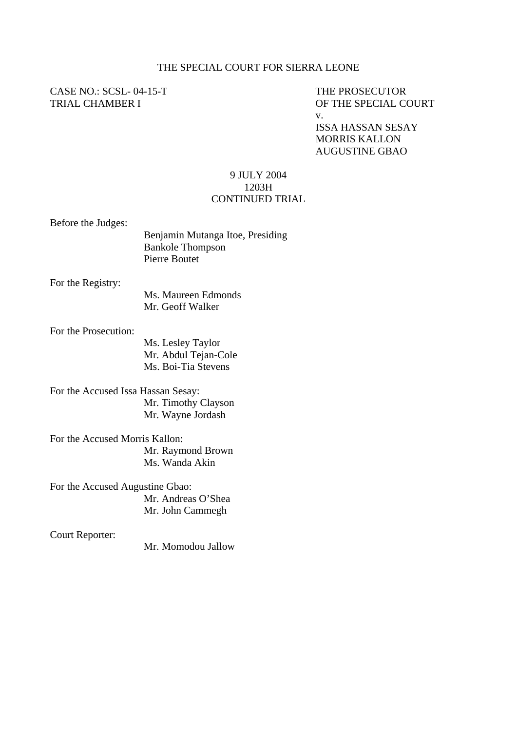THE SPECIAL COURT FOR SIERRA LEONE

CASE NO.: SCSL- 04-15-T
TRIAL CHAMBER I

THE PROSECUTOR
OF THE SPECIAL COURT
v.
ISSA HASSAN SESAY
MORRIS KALLON
AUGUSTINE GBAO

9 JULY 2004
1203H
CONTINUED TRIAL

Before the Judges:
Benjamin Mutanga Itoe, Presiding
Bankole Thompson
Pierre Boutet

For the Registry:
Ms. Maureen Edmonds
Mr. Geoff Walker

For the Prosecution:
Ms. Lesley Taylor
Mr. Abdul Tejan-Cole
Ms. Boi-Tia Stevens

For the Accused Issa Hassan Sesay:
Mr. Timothy Clayson
Mr. Wayne Jordash

For the Accused Morris Kallon:
Mr. Raymond Brown
Ms. Wanda Akin

For the Accused Augustine Gbao:
Mr. Andreas O'Shea
Mr. John Cammegh

Court Reporter:
Mr. Momodou Jallow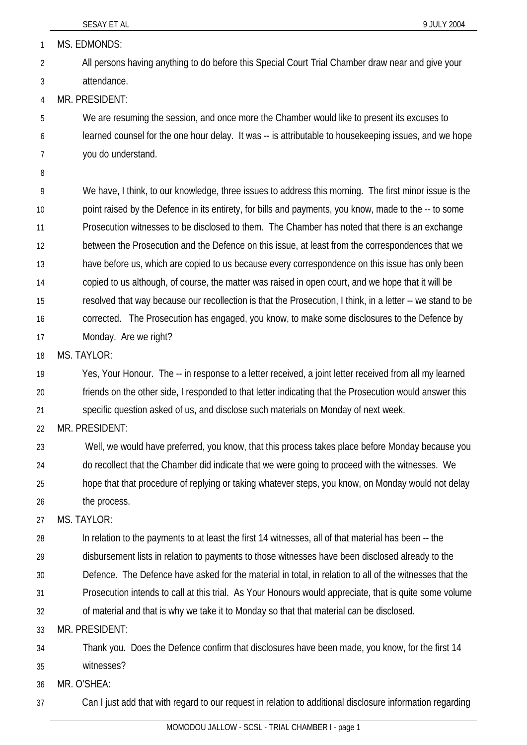MS. EDMONDS:

All persons having anything to do before this Special Court Trial Chamber draw near and give your attendance.

MR. PRESIDENT:

We are resuming the session, and once more the Chamber would like to present its excuses to learned counsel for the one hour delay. It was -- is attributable to housekeeping issues, and we hope you do understand.

We have, I think, to our knowledge, three issues to address this morning. The first minor issue is the point raised by the Defence in its entirety, for bills and payments, you know, made to the -- to some Prosecution witnesses to be disclosed to them. The Chamber has noted that there is an exchange between the Prosecution and the Defence on this issue, at least from the correspondences that we have before us, which are copied to us because every correspondence on this issue has only been copied to us although, of course, the matter was raised in open court, and we hope that it will be resolved that way because our recollection is that the Prosecution, I think, in a letter -- we stand to be corrected. The Prosecution has engaged, you know, to make some disclosures to the Defence by Monday. Are we right?

MS. TAYLOR:

Yes, Your Honour. The -- in response to a letter received, a joint letter received from all my learned friends on the other side, I responded to that letter indicating that the Prosecution would answer this specific question asked of us, and disclose such materials on Monday of next week.

MR. PRESIDENT:

Well, we would have preferred, you know, that this process takes place before Monday because you do recollect that the Chamber did indicate that we were going to proceed with the witnesses. We hope that that procedure of replying or taking whatever steps, you know, on Monday would not delay the process.

MS. TAYLOR:

In relation to the payments to at least the first 14 witnesses, all of that material has been -- the disbursement lists in relation to payments to those witnesses have been disclosed already to the Defence. The Defence have asked for the material in total, in relation to all of the witnesses that the Prosecution intends to call at this trial. As Your Honours would appreciate, that is quite some volume of material and that is why we take it to Monday so that that material can be disclosed.

MR. PRESIDENT:

Thank you. Does the Defence confirm that disclosures have been made, you know, for the first 14 witnesses?

MR. O'SHEA:

Can I just add that with regard to our request in relation to additional disclosure information regarding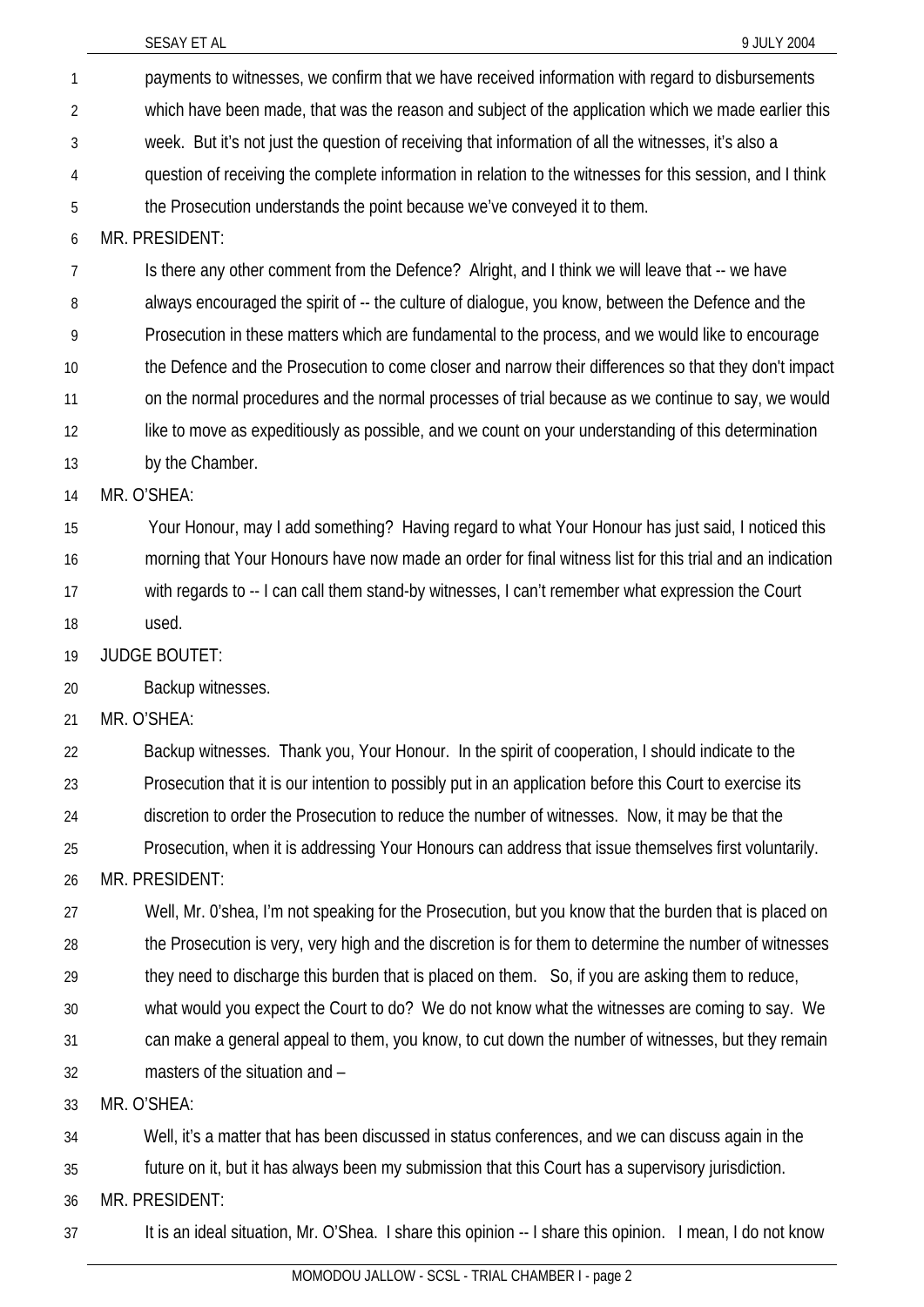payments to witnesses, we confirm that we have received information with regard to disbursements which have been made, that was the reason and subject of the application which we made earlier this week. But it's not just the question of receiving that information of all the witnesses, it's also a question of receiving the complete information in relation to the witnesses for this session, and I think the Prosecution understands the point because we've conveyed it to them.

MR. PRESIDENT:

Is there any other comment from the Defence? Alright, and I think we will leave that -- we have always encouraged the spirit of -- the culture of dialogue, you know, between the Defence and the Prosecution in these matters which are fundamental to the process, and we would like to encourage the Defence and the Prosecution to come closer and narrow their differences so that they don't impact on the normal procedures and the normal processes of trial because as we continue to say, we would like to move as expeditiously as possible, and we count on your understanding of this determination by the Chamber.

MR. O'SHEA:

Your Honour, may I add something? Having regard to what Your Honour has just said, I noticed this morning that Your Honours have now made an order for final witness list for this trial and an indication with regards to -- I can call them stand-by witnesses, I can't remember what expression the Court used.

JUDGE BOUTET:

Backup witnesses.

MR. O'SHEA:

Backup witnesses. Thank you, Your Honour. In the spirit of cooperation, I should indicate to the Prosecution that it is our intention to possibly put in an application before this Court to exercise its discretion to order the Prosecution to reduce the number of witnesses. Now, it may be that the Prosecution, when it is addressing Your Honours can address that issue themselves first voluntarily.

MR. PRESIDENT:

Well, Mr. 0'shea, I'm not speaking for the Prosecution, but you know that the burden that is placed on the Prosecution is very, very high and the discretion is for them to determine the number of witnesses they need to discharge this burden that is placed on them. So, if you are asking them to reduce, what would you expect the Court to do? We do not know what the witnesses are coming to say. We can make a general appeal to them, you know, to cut down the number of witnesses, but they remain masters of the situation and –

MR. O'SHEA:

Well, it's a matter that has been discussed in status conferences, and we can discuss again in the future on it, but it has always been my submission that this Court has a supervisory jurisdiction.

MR. PRESIDENT:

It is an ideal situation, Mr. O'Shea. I share this opinion -- I share this opinion. I mean, I do not know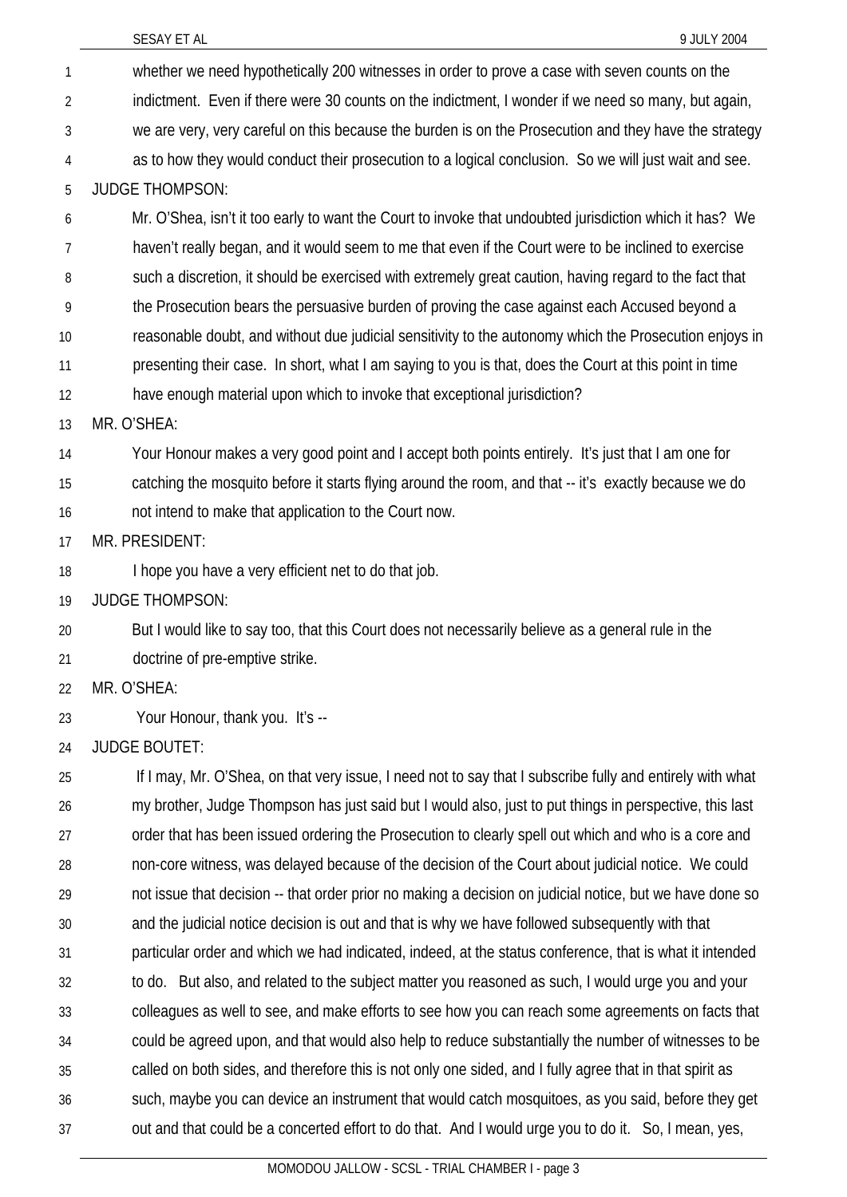whether we need hypothetically 200 witnesses in order to prove a case with seven counts on the indictment. Even if there were 30 counts on the indictment, I wonder if we need so many, but again, we are very, very careful on this because the burden is on the Prosecution and they have the strategy as to how they would conduct their prosecution to a logical conclusion. So we will just wait and see.

JUDGE THOMPSON:

Mr. O'Shea, isn't it too early to want the Court to invoke that undoubted jurisdiction which it has? We haven't really began, and it would seem to me that even if the Court were to be inclined to exercise such a discretion, it should be exercised with extremely great caution, having regard to the fact that the Prosecution bears the persuasive burden of proving the case against each Accused beyond a reasonable doubt, and without due judicial sensitivity to the autonomy which the Prosecution enjoys in presenting their case. In short, what I am saying to you is that, does the Court at this point in time have enough material upon which to invoke that exceptional jurisdiction?

MR. O'SHEA:

Your Honour makes a very good point and I accept both points entirely. It's just that I am one for catching the mosquito before it starts flying around the room, and that -- it's exactly because we do not intend to make that application to the Court now.

MR. PRESIDENT:

I hope you have a very efficient net to do that job.

JUDGE THOMPSON:

But I would like to say too, that this Court does not necessarily believe as a general rule in the doctrine of pre-emptive strike.

MR. O'SHEA:

Your Honour, thank you. It's --

JUDGE BOUTET:

If I may, Mr. O'Shea, on that very issue, I need not to say that I subscribe fully and entirely with what my brother, Judge Thompson has just said but I would also, just to put things in perspective, this last order that has been issued ordering the Prosecution to clearly spell out which and who is a core and non-core witness, was delayed because of the decision of the Court about judicial notice. We could not issue that decision -- that order prior no making a decision on judicial notice, but we have done so and the judicial notice decision is out and that is why we have followed subsequently with that particular order and which we had indicated, indeed, at the status conference, that is what it intended to do. But also, and related to the subject matter you reasoned as such, I would urge you and your colleagues as well to see, and make efforts to see how you can reach some agreements on facts that could be agreed upon, and that would also help to reduce substantially the number of witnesses to be called on both sides, and therefore this is not only one sided, and I fully agree that in that spirit as such, maybe you can device an instrument that would catch mosquitoes, as you said, before they get out and that could be a concerted effort to do that. And I would urge you to do it. So, I mean, yes,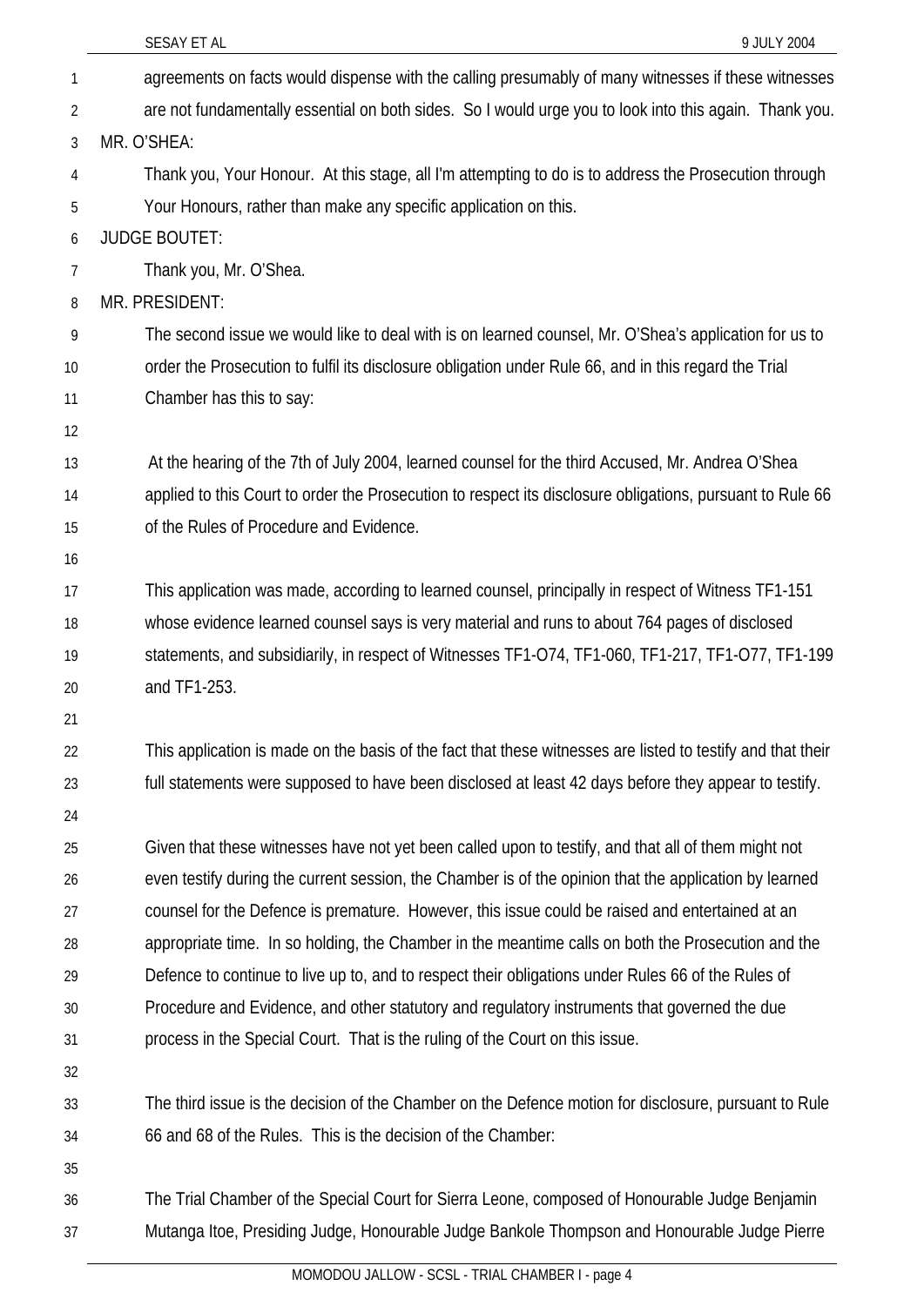agreements on facts would dispense with the calling presumably of many witnesses if these witnesses are not fundamentally essential on both sides. So I would urge you to look into this again. Thank you.

MR. O'SHEA:

Thank you, Your Honour. At this stage, all I'm attempting to do is to address the Prosecution through Your Honours, rather than make any specific application on this.

JUDGE BOUTET:

Thank you, Mr. O'Shea.

MR. PRESIDENT:

The second issue we would like to deal with is on learned counsel, Mr. O'Shea's application for us to order the Prosecution to fulfil its disclosure obligation under Rule 66, and in this regard the Trial Chamber has this to say:

At the hearing of the 7th of July 2004, learned counsel for the third Accused, Mr. Andrea O'Shea applied to this Court to order the Prosecution to respect its disclosure obligations, pursuant to Rule 66 of the Rules of Procedure and Evidence.

This application was made, according to learned counsel, principally in respect of Witness TF1-151 whose evidence learned counsel says is very material and runs to about 764 pages of disclosed statements, and subsidiarily, in respect of Witnesses TF1-O74, TF1-060, TF1-217, TF1-O77, TF1-199 and TF1-253.

This application is made on the basis of the fact that these witnesses are listed to testify and that their full statements were supposed to have been disclosed at least 42 days before they appear to testify.

Given that these witnesses have not yet been called upon to testify, and that all of them might not even testify during the current session, the Chamber is of the opinion that the application by learned counsel for the Defence is premature. However, this issue could be raised and entertained at an appropriate time. In so holding, the Chamber in the meantime calls on both the Prosecution and the Defence to continue to live up to, and to respect their obligations under Rules 66 of the Rules of Procedure and Evidence, and other statutory and regulatory instruments that governed the due process in the Special Court. That is the ruling of the Court on this issue.

The third issue is the decision of the Chamber on the Defence motion for disclosure, pursuant to Rule 66 and 68 of the Rules. This is the decision of the Chamber:

The Trial Chamber of the Special Court for Sierra Leone, composed of Honourable Judge Benjamin Mutanga Itoe, Presiding Judge, Honourable Judge Bankole Thompson and Honourable Judge Pierre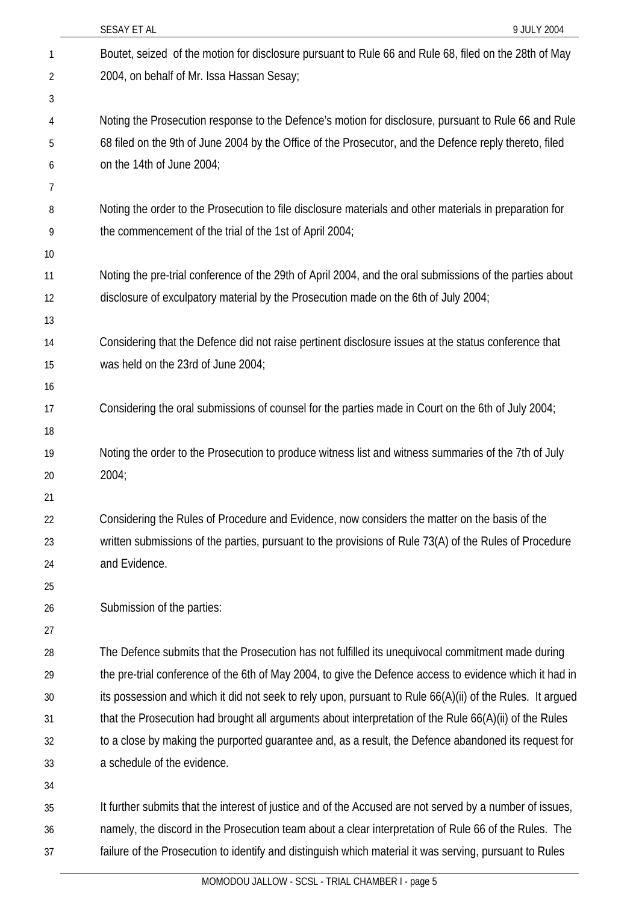Boutet, seized of the motion for disclosure pursuant to Rule 66 and Rule 68, filed on the 28th of May 2004, on behalf of Mr. Issa Hassan Sesay;

Noting the Prosecution response to the Defence's motion for disclosure, pursuant to Rule 66 and Rule 68 filed on the 9th of June 2004 by the Office of the Prosecutor, and the Defence reply thereto, filed on the 14th of June 2004;

Noting the order to the Prosecution to file disclosure materials and other materials in preparation for the commencement of the trial of the 1st of April 2004;

Noting the pre-trial conference of the 29th of April 2004, and the oral submissions of the parties about disclosure of exculpatory material by the Prosecution made on the 6th of July 2004;

Considering that the Defence did not raise pertinent disclosure issues at the status conference that was held on the 23rd of June 2004;

Considering the oral submissions of counsel for the parties made in Court on the 6th of July 2004;

Noting the order to the Prosecution to produce witness list and witness summaries of the 7th of July 2004;

Considering the Rules of Procedure and Evidence, now considers the matter on the basis of the written submissions of the parties, pursuant to the provisions of Rule 73(A) of the Rules of Procedure and Evidence.

Submission of the parties:

The Defence submits that the Prosecution has not fulfilled its unequivocal commitment made during the pre-trial conference of the 6th of May 2004, to give the Defence access to evidence which it had in its possession and which it did not seek to rely upon, pursuant to Rule 66(A)(ii) of the Rules. It argued that the Prosecution had brought all arguments about interpretation of the Rule 66(A)(ii) of the Rules to a close by making the purported guarantee and, as a result, the Defence abandoned its request for a schedule of the evidence.

It further submits that the interest of justice and of the Accused are not served by a number of issues, namely, the discord in the Prosecution team about a clear interpretation of Rule 66 of the Rules. The failure of the Prosecution to identify and distinguish which material it was serving, pursuant to Rules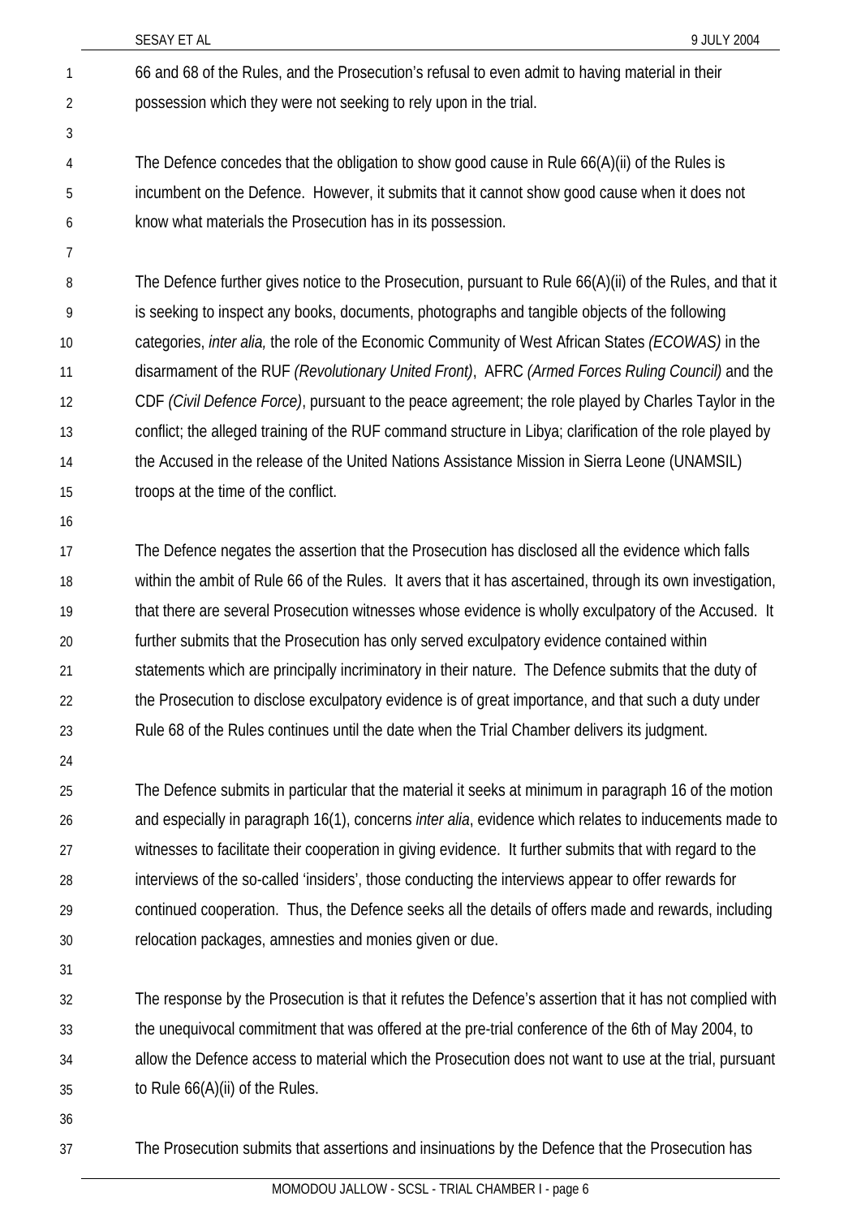66 and 68 of the Rules, and the Prosecution's refusal to even admit to having material in their possession which they were not seeking to rely upon in the trial.

The Defence concedes that the obligation to show good cause in Rule 66(A)(ii) of the Rules is incumbent on the Defence. However, it submits that it cannot show good cause when it does not know what materials the Prosecution has in its possession.

The Defence further gives notice to the Prosecution, pursuant to Rule 66(A)(ii) of the Rules, and that it is seeking to inspect any books, documents, photographs and tangible objects of the following categories, *inter alia,* the role of the Economic Community of West African States *(ECOWAS)* in the disarmament of the RUF *(Revolutionary United Front)*, AFRC *(Armed Forces Ruling Council)* and the CDF *(Civil Defence Force)*, pursuant to the peace agreement; the role played by Charles Taylor in the conflict; the alleged training of the RUF command structure in Libya; clarification of the role played by the Accused in the release of the United Nations Assistance Mission in Sierra Leone (UNAMSIL) troops at the time of the conflict.

The Defence negates the assertion that the Prosecution has disclosed all the evidence which falls within the ambit of Rule 66 of the Rules. It avers that it has ascertained, through its own investigation, that there are several Prosecution witnesses whose evidence is wholly exculpatory of the Accused. It further submits that the Prosecution has only served exculpatory evidence contained within statements which are principally incriminatory in their nature. The Defence submits that the duty of the Prosecution to disclose exculpatory evidence is of great importance, and that such a duty under Rule 68 of the Rules continues until the date when the Trial Chamber delivers its judgment.

The Defence submits in particular that the material it seeks at minimum in paragraph 16 of the motion and especially in paragraph 16(1), concerns *inter alia*, evidence which relates to inducements made to witnesses to facilitate their cooperation in giving evidence. It further submits that with regard to the interviews of the so-called 'insiders', those conducting the interviews appear to offer rewards for continued cooperation. Thus, the Defence seeks all the details of offers made and rewards, including relocation packages, amnesties and monies given or due.

The response by the Prosecution is that it refutes the Defence's assertion that it has not complied with the unequivocal commitment that was offered at the pre-trial conference of the 6th of May 2004, to allow the Defence access to material which the Prosecution does not want to use at the trial, pursuant to Rule 66(A)(ii) of the Rules.

The Prosecution submits that assertions and insinuations by the Defence that the Prosecution has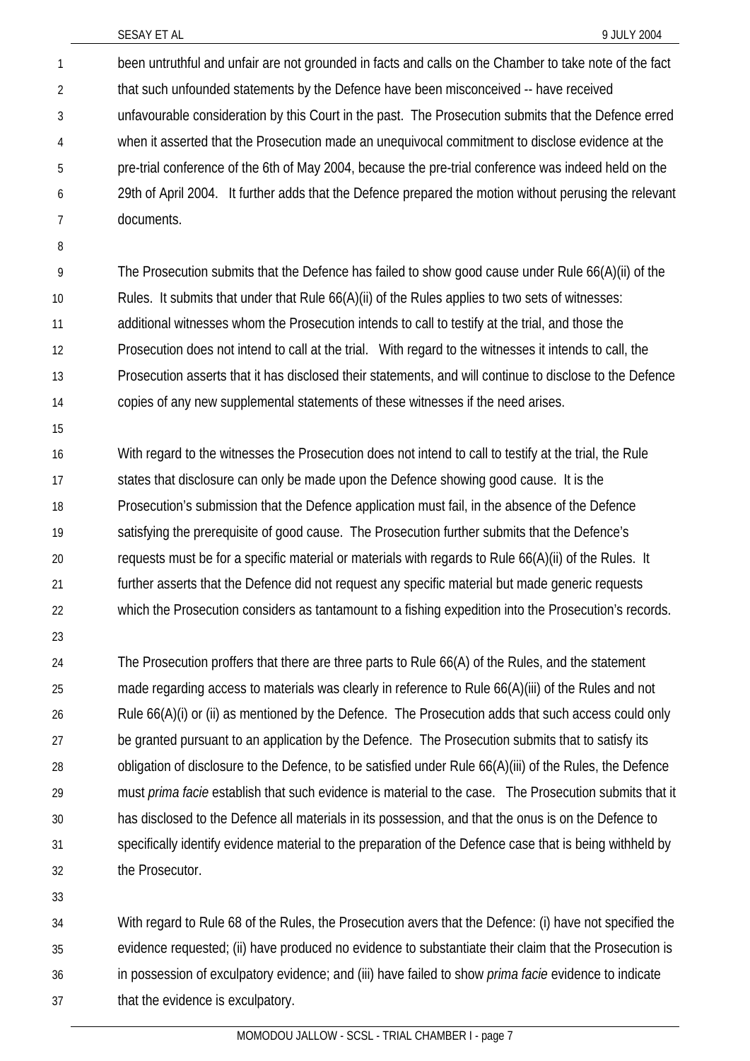been untruthful and unfair are not grounded in facts and calls on the Chamber to take note of the fact that such unfounded statements by the Defence have been misconceived -- have received unfavourable consideration by this Court in the past. The Prosecution submits that the Defence erred when it asserted that the Prosecution made an unequivocal commitment to disclose evidence at the pre-trial conference of the 6th of May 2004, because the pre-trial conference was indeed held on the 29th of April 2004. It further adds that the Defence prepared the motion without perusing the relevant documents.

The Prosecution submits that the Defence has failed to show good cause under Rule 66(A)(ii) of the Rules. It submits that under that Rule 66(A)(ii) of the Rules applies to two sets of witnesses: additional witnesses whom the Prosecution intends to call to testify at the trial, and those the Prosecution does not intend to call at the trial. With regard to the witnesses it intends to call, the Prosecution asserts that it has disclosed their statements, and will continue to disclose to the Defence copies of any new supplemental statements of these witnesses if the need arises.

With regard to the witnesses the Prosecution does not intend to call to testify at the trial, the Rule states that disclosure can only be made upon the Defence showing good cause. It is the Prosecution's submission that the Defence application must fail, in the absence of the Defence satisfying the prerequisite of good cause. The Prosecution further submits that the Defence's requests must be for a specific material or materials with regards to Rule 66(A)(ii) of the Rules. It further asserts that the Defence did not request any specific material but made generic requests which the Prosecution considers as tantamount to a fishing expedition into the Prosecution's records.

The Prosecution proffers that there are three parts to Rule 66(A) of the Rules, and the statement made regarding access to materials was clearly in reference to Rule 66(A)(iii) of the Rules and not Rule 66(A)(i) or (ii) as mentioned by the Defence. The Prosecution adds that such access could only be granted pursuant to an application by the Defence. The Prosecution submits that to satisfy its obligation of disclosure to the Defence, to be satisfied under Rule 66(A)(iii) of the Rules, the Defence must *prima facie* establish that such evidence is material to the case. The Prosecution submits that it has disclosed to the Defence all materials in its possession, and that the onus is on the Defence to specifically identify evidence material to the preparation of the Defence case that is being withheld by the Prosecutor.

With regard to Rule 68 of the Rules, the Prosecution avers that the Defence: (i) have not specified the evidence requested; (ii) have produced no evidence to substantiate their claim that the Prosecution is in possession of exculpatory evidence; and (iii) have failed to show *prima facie* evidence to indicate that the evidence is exculpatory.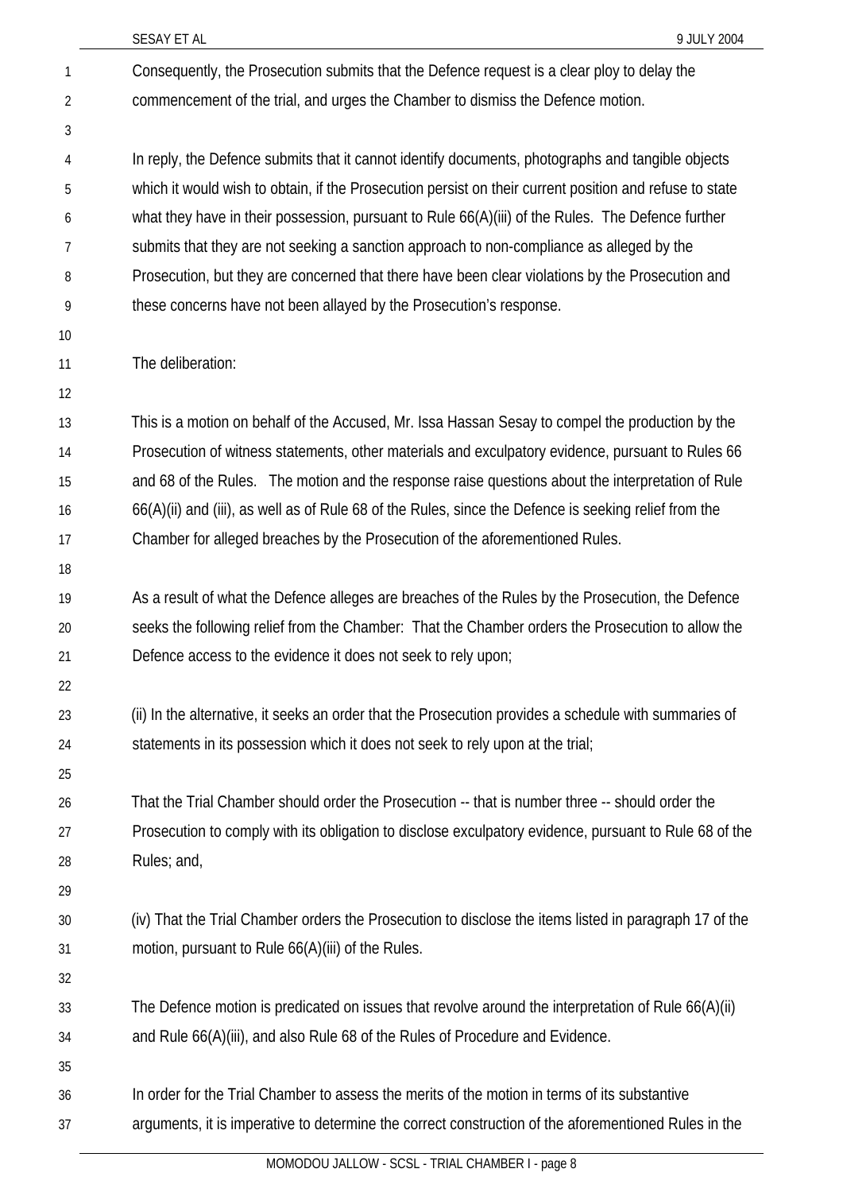Consequently, the Prosecution submits that the Defence request is a clear ploy to delay the commencement of the trial, and urges the Chamber to dismiss the Defence motion.

In reply, the Defence submits that it cannot identify documents, photographs and tangible objects which it would wish to obtain, if the Prosecution persist on their current position and refuse to state what they have in their possession, pursuant to Rule 66(A)(iii) of the Rules. The Defence further submits that they are not seeking a sanction approach to non-compliance as alleged by the Prosecution, but they are concerned that there have been clear violations by the Prosecution and these concerns have not been allayed by the Prosecution's response.

The deliberation:

This is a motion on behalf of the Accused, Mr. Issa Hassan Sesay to compel the production by the Prosecution of witness statements, other materials and exculpatory evidence, pursuant to Rules 66 and 68 of the Rules. The motion and the response raise questions about the interpretation of Rule 66(A)(ii) and (iii), as well as of Rule 68 of the Rules, since the Defence is seeking relief from the Chamber for alleged breaches by the Prosecution of the aforementioned Rules.

As a result of what the Defence alleges are breaches of the Rules by the Prosecution, the Defence seeks the following relief from the Chamber: That the Chamber orders the Prosecution to allow the Defence access to the evidence it does not seek to rely upon;

(ii) In the alternative, it seeks an order that the Prosecution provides a schedule with summaries of statements in its possession which it does not seek to rely upon at the trial;

That the Trial Chamber should order the Prosecution -- that is number three -- should order the Prosecution to comply with its obligation to disclose exculpatory evidence, pursuant to Rule 68 of the Rules; and,

(iv) That the Trial Chamber orders the Prosecution to disclose the items listed in paragraph 17 of the motion, pursuant to Rule 66(A)(iii) of the Rules.

The Defence motion is predicated on issues that revolve around the interpretation of Rule 66(A)(ii) and Rule 66(A)(iii), and also Rule 68 of the Rules of Procedure and Evidence.

In order for the Trial Chamber to assess the merits of the motion in terms of its substantive arguments, it is imperative to determine the correct construction of the aforementioned Rules in the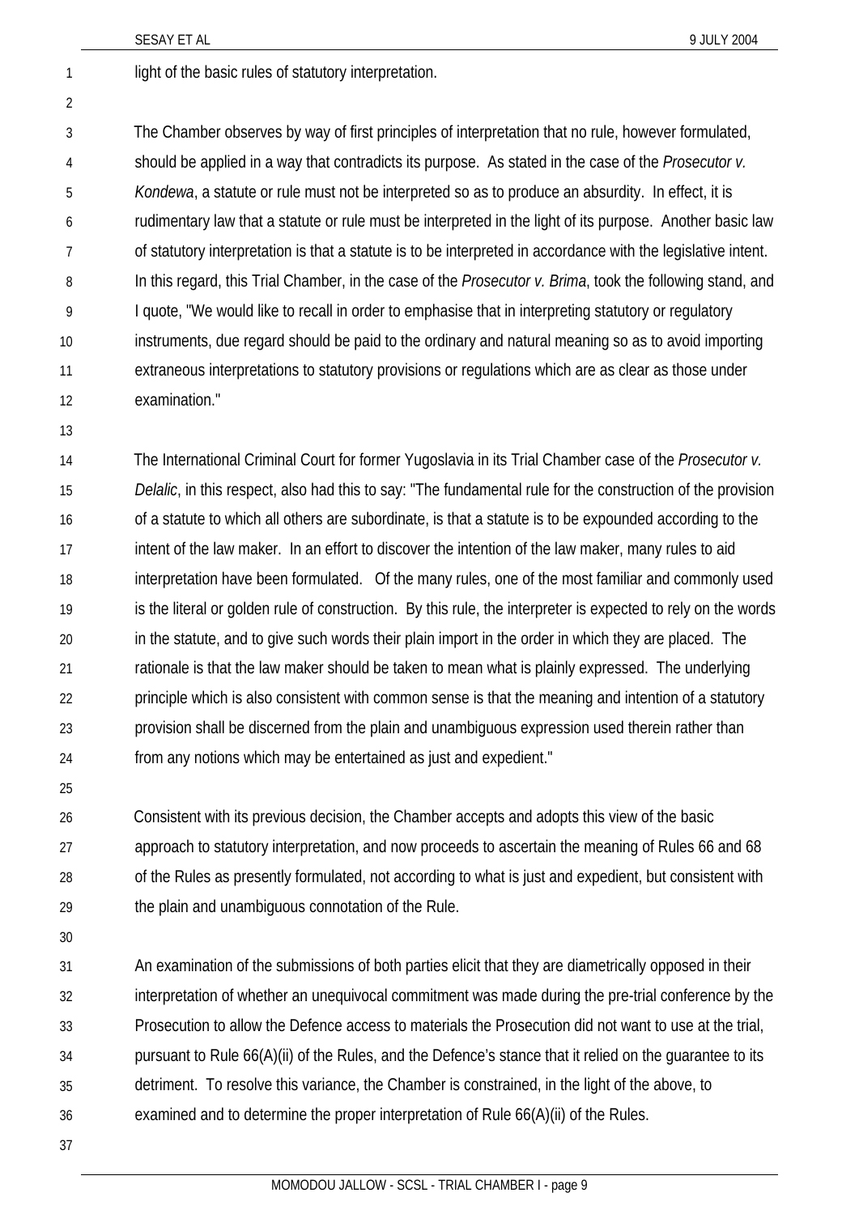light of the basic rules of statutory interpretation.

The Chamber observes by way of first principles of interpretation that no rule, however formulated, should be applied in a way that contradicts its purpose. As stated in the case of the *Prosecutor v. Kondewa*, a statute or rule must not be interpreted so as to produce an absurdity. In effect, it is rudimentary law that a statute or rule must be interpreted in the light of its purpose. Another basic law of statutory interpretation is that a statute is to be interpreted in accordance with the legislative intent. In this regard, this Trial Chamber, in the case of the *Prosecutor v. Brima*, took the following stand, and I quote, "We would like to recall in order to emphasise that in interpreting statutory or regulatory instruments, due regard should be paid to the ordinary and natural meaning so as to avoid importing extraneous interpretations to statutory provisions or regulations which are as clear as those under examination."

The International Criminal Court for former Yugoslavia in its Trial Chamber case of the *Prosecutor v. Delalic*, in this respect, also had this to say: "The fundamental rule for the construction of the provision of a statute to which all others are subordinate, is that a statute is to be expounded according to the intent of the law maker. In an effort to discover the intention of the law maker, many rules to aid interpretation have been formulated. Of the many rules, one of the most familiar and commonly used is the literal or golden rule of construction. By this rule, the interpreter is expected to rely on the words in the statute, and to give such words their plain import in the order in which they are placed. The rationale is that the law maker should be taken to mean what is plainly expressed. The underlying principle which is also consistent with common sense is that the meaning and intention of a statutory provision shall be discerned from the plain and unambiguous expression used therein rather than from any notions which may be entertained as just and expedient."

Consistent with its previous decision, the Chamber accepts and adopts this view of the basic approach to statutory interpretation, and now proceeds to ascertain the meaning of Rules 66 and 68 of the Rules as presently formulated, not according to what is just and expedient, but consistent with the plain and unambiguous connotation of the Rule.

An examination of the submissions of both parties elicit that they are diametrically opposed in their interpretation of whether an unequivocal commitment was made during the pre-trial conference by the Prosecution to allow the Defence access to materials the Prosecution did not want to use at the trial, pursuant to Rule 66(A)(ii) of the Rules, and the Defence's stance that it relied on the guarantee to its detriment. To resolve this variance, the Chamber is constrained, in the light of the above, to examined and to determine the proper interpretation of Rule 66(A)(ii) of the Rules.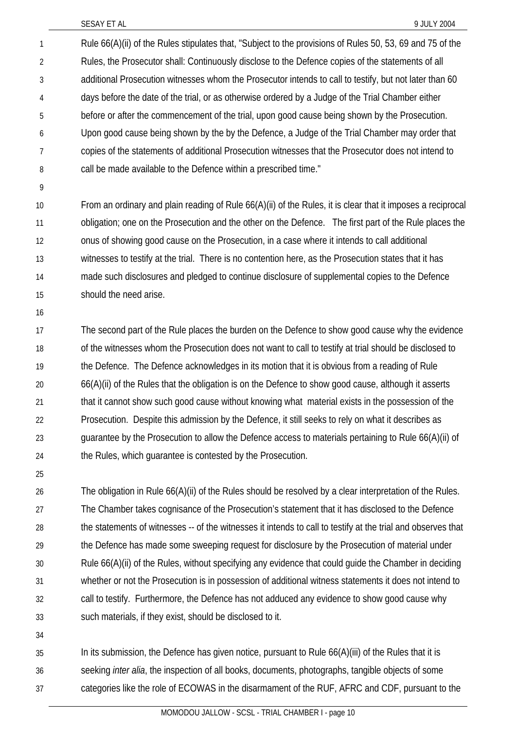Rule 66(A)(ii) of the Rules stipulates that, "Subject to the provisions of Rules 50, 53, 69 and 75 of the Rules, the Prosecutor shall: Continuously disclose to the Defence copies of the statements of all additional Prosecution witnesses whom the Prosecutor intends to call to testify, but not later than 60 days before the date of the trial, or as otherwise ordered by a Judge of the Trial Chamber either before or after the commencement of the trial, upon good cause being shown by the Prosecution. Upon good cause being shown by the by the Defence, a Judge of the Trial Chamber may order that copies of the statements of additional Prosecution witnesses that the Prosecutor does not intend to call be made available to the Defence within a prescribed time."

From an ordinary and plain reading of Rule 66(A)(ii) of the Rules, it is clear that it imposes a reciprocal obligation; one on the Prosecution and the other on the Defence. The first part of the Rule places the onus of showing good cause on the Prosecution, in a case where it intends to call additional witnesses to testify at the trial. There is no contention here, as the Prosecution states that it has made such disclosures and pledged to continue disclosure of supplemental copies to the Defence should the need arise.

The second part of the Rule places the burden on the Defence to show good cause why the evidence of the witnesses whom the Prosecution does not want to call to testify at trial should be disclosed to the Defence. The Defence acknowledges in its motion that it is obvious from a reading of Rule 66(A)(ii) of the Rules that the obligation is on the Defence to show good cause, although it asserts that it cannot show such good cause without knowing what material exists in the possession of the Prosecution. Despite this admission by the Defence, it still seeks to rely on what it describes as guarantee by the Prosecution to allow the Defence access to materials pertaining to Rule 66(A)(ii) of the Rules, which guarantee is contested by the Prosecution.

The obligation in Rule 66(A)(ii) of the Rules should be resolved by a clear interpretation of the Rules. The Chamber takes cognisance of the Prosecution's statement that it has disclosed to the Defence the statements of witnesses -- of the witnesses it intends to call to testify at the trial and observes that the Defence has made some sweeping request for disclosure by the Prosecution of material under Rule 66(A)(ii) of the Rules, without specifying any evidence that could guide the Chamber in deciding whether or not the Prosecution is in possession of additional witness statements it does not intend to call to testify. Furthermore, the Defence has not adduced any evidence to show good cause why such materials, if they exist, should be disclosed to it.

In its submission, the Defence has given notice, pursuant to Rule 66(A)(iii) of the Rules that it is seeking *inter alia*, the inspection of all books, documents, photographs, tangible objects of some categories like the role of ECOWAS in the disarmament of the RUF, AFRC and CDF, pursuant to the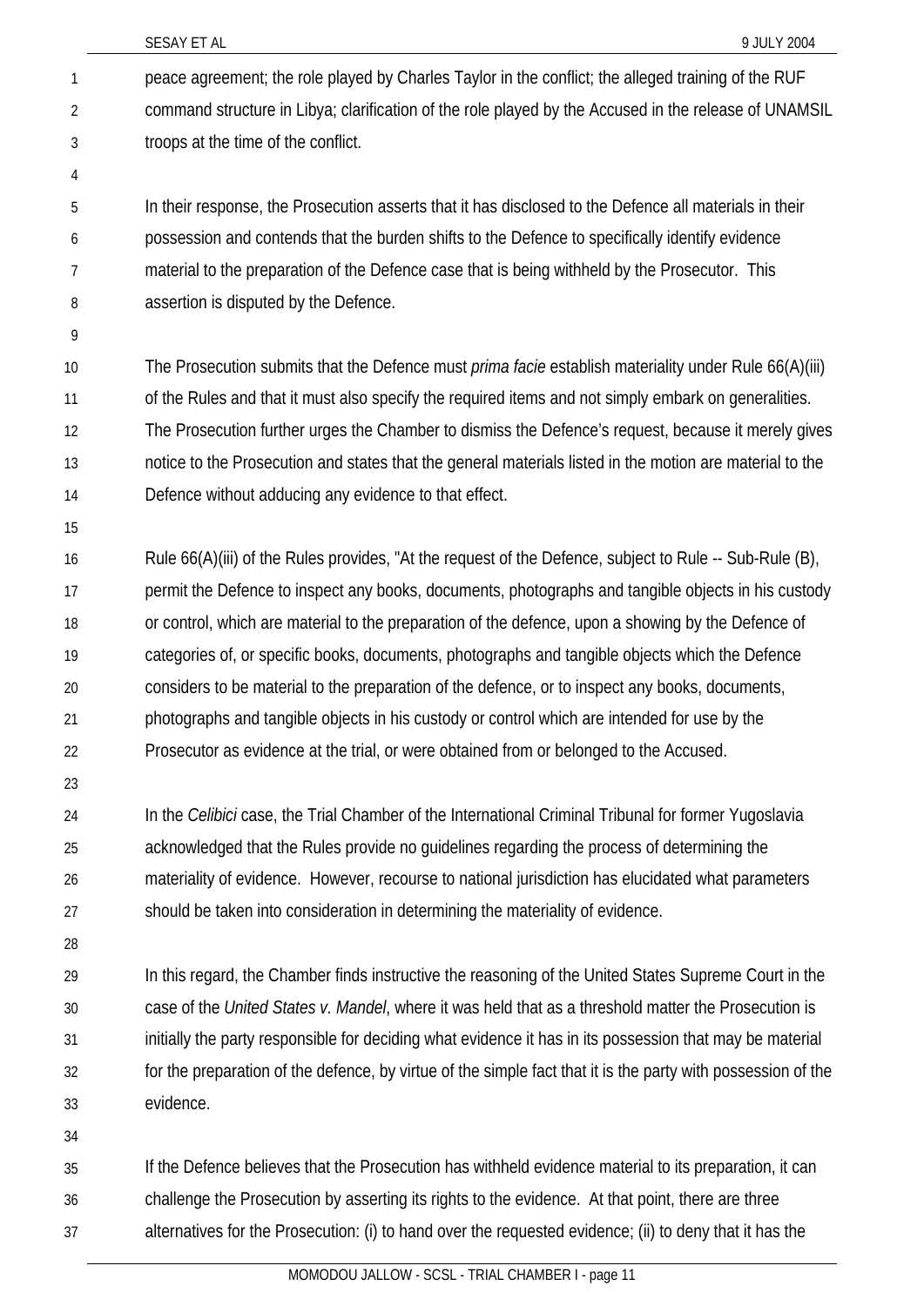peace agreement; the role played by Charles Taylor in the conflict; the alleged training of the RUF command structure in Libya; clarification of the role played by the Accused in the release of UNAMSIL troops at the time of the conflict.

In their response, the Prosecution asserts that it has disclosed to the Defence all materials in their possession and contends that the burden shifts to the Defence to specifically identify evidence material to the preparation of the Defence case that is being withheld by the Prosecutor. This assertion is disputed by the Defence.

The Prosecution submits that the Defence must *prima facie* establish materiality under Rule 66(A)(iii) of the Rules and that it must also specify the required items and not simply embark on generalities. The Prosecution further urges the Chamber to dismiss the Defence's request, because it merely gives notice to the Prosecution and states that the general materials listed in the motion are material to the Defence without adducing any evidence to that effect.

Rule 66(A)(iii) of the Rules provides, "At the request of the Defence, subject to Rule -- Sub-Rule (B), permit the Defence to inspect any books, documents, photographs and tangible objects in his custody or control, which are material to the preparation of the defence, upon a showing by the Defence of categories of, or specific books, documents, photographs and tangible objects which the Defence considers to be material to the preparation of the defence, or to inspect any books, documents, photographs and tangible objects in his custody or control which are intended for use by the Prosecutor as evidence at the trial, or were obtained from or belonged to the Accused.

In the *Celibici* case, the Trial Chamber of the International Criminal Tribunal for former Yugoslavia acknowledged that the Rules provide no guidelines regarding the process of determining the materiality of evidence. However, recourse to national jurisdiction has elucidated what parameters should be taken into consideration in determining the materiality of evidence.

In this regard, the Chamber finds instructive the reasoning of the United States Supreme Court in the case of the *United States v. Mandel*, where it was held that as a threshold matter the Prosecution is initially the party responsible for deciding what evidence it has in its possession that may be material for the preparation of the defence, by virtue of the simple fact that it is the party with possession of the evidence.

If the Defence believes that the Prosecution has withheld evidence material to its preparation, it can challenge the Prosecution by asserting its rights to the evidence. At that point, there are three alternatives for the Prosecution: (i) to hand over the requested evidence; (ii) to deny that it has the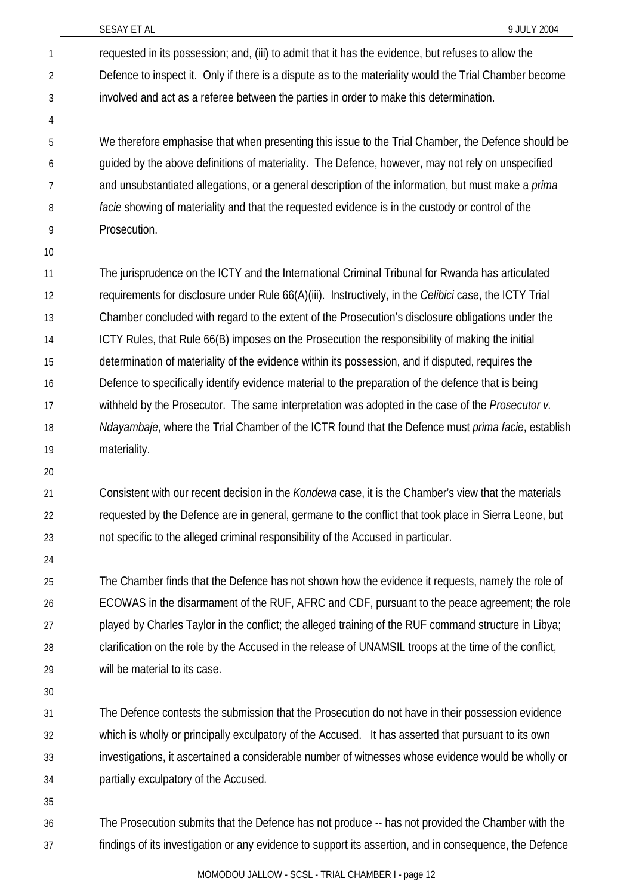requested in its possession; and, (iii) to admit that it has the evidence, but refuses to allow the Defence to inspect it. Only if there is a dispute as to the materiality would the Trial Chamber become involved and act as a referee between the parties in order to make this determination.

We therefore emphasise that when presenting this issue to the Trial Chamber, the Defence should be guided by the above definitions of materiality. The Defence, however, may not rely on unspecified and unsubstantiated allegations, or a general description of the information, but must make a *prima facie* showing of materiality and that the requested evidence is in the custody or control of the Prosecution.

The jurisprudence on the ICTY and the International Criminal Tribunal for Rwanda has articulated requirements for disclosure under Rule 66(A)(iii). Instructively, in the *Celibici* case, the ICTY Trial Chamber concluded with regard to the extent of the Prosecution's disclosure obligations under the ICTY Rules, that Rule 66(B) imposes on the Prosecution the responsibility of making the initial determination of materiality of the evidence within its possession, and if disputed, requires the Defence to specifically identify evidence material to the preparation of the defence that is being withheld by the Prosecutor. The same interpretation was adopted in the case of the *Prosecutor v. Ndayambaje*, where the Trial Chamber of the ICTR found that the Defence must *prima facie*, establish materiality.

Consistent with our recent decision in the *Kondewa* case, it is the Chamber's view that the materials requested by the Defence are in general, germane to the conflict that took place in Sierra Leone, but not specific to the alleged criminal responsibility of the Accused in particular.

The Chamber finds that the Defence has not shown how the evidence it requests, namely the role of ECOWAS in the disarmament of the RUF, AFRC and CDF, pursuant to the peace agreement; the role played by Charles Taylor in the conflict; the alleged training of the RUF command structure in Libya; clarification on the role by the Accused in the release of UNAMSIL troops at the time of the conflict, will be material to its case.

The Defence contests the submission that the Prosecution do not have in their possession evidence which is wholly or principally exculpatory of the Accused. It has asserted that pursuant to its own investigations, it ascertained a considerable number of witnesses whose evidence would be wholly or partially exculpatory of the Accused.

The Prosecution submits that the Defence has not produce -- has not provided the Chamber with the findings of its investigation or any evidence to support its assertion, and in consequence, the Defence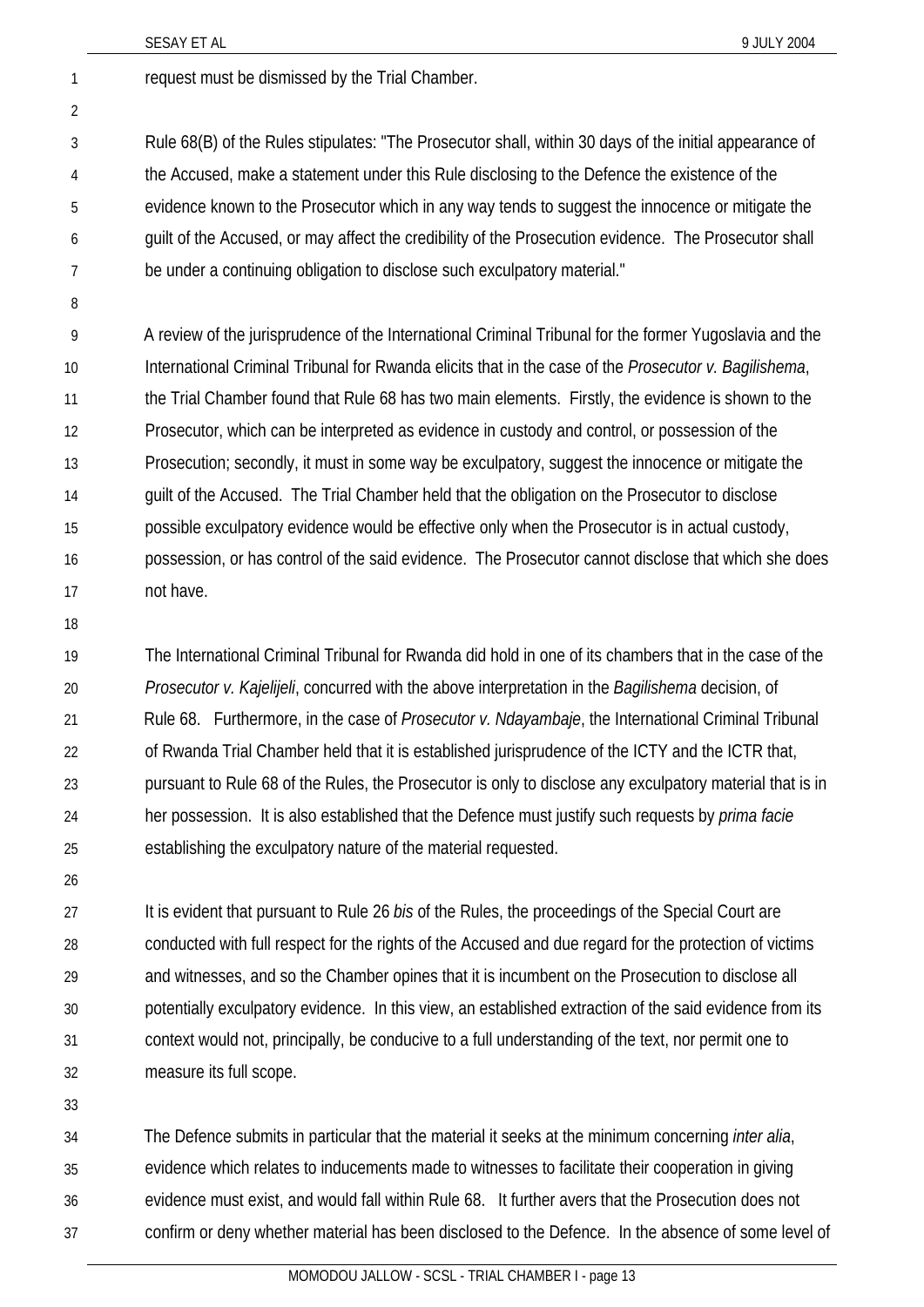request must be dismissed by the Trial Chamber.

Rule 68(B) of the Rules stipulates: "The Prosecutor shall, within 30 days of the initial appearance of the Accused, make a statement under this Rule disclosing to the Defence the existence of the evidence known to the Prosecutor which in any way tends to suggest the innocence or mitigate the guilt of the Accused, or may affect the credibility of the Prosecution evidence. The Prosecutor shall be under a continuing obligation to disclose such exculpatory material."

A review of the jurisprudence of the International Criminal Tribunal for the former Yugoslavia and the International Criminal Tribunal for Rwanda elicits that in the case of the *Prosecutor v. Bagilishema*, the Trial Chamber found that Rule 68 has two main elements. Firstly, the evidence is shown to the Prosecutor, which can be interpreted as evidence in custody and control, or possession of the Prosecution; secondly, it must in some way be exculpatory, suggest the innocence or mitigate the guilt of the Accused. The Trial Chamber held that the obligation on the Prosecutor to disclose possible exculpatory evidence would be effective only when the Prosecutor is in actual custody, possession, or has control of the said evidence. The Prosecutor cannot disclose that which she does not have.

The International Criminal Tribunal for Rwanda did hold in one of its chambers that in the case of the *Prosecutor v. Kajelijeli*, concurred with the above interpretation in the *Bagilishema* decision, of Rule 68. Furthermore, in the case of *Prosecutor v. Ndayambaje*, the International Criminal Tribunal of Rwanda Trial Chamber held that it is established jurisprudence of the ICTY and the ICTR that, pursuant to Rule 68 of the Rules, the Prosecutor is only to disclose any exculpatory material that is in her possession. It is also established that the Defence must justify such requests by *prima facie* establishing the exculpatory nature of the material requested.

It is evident that pursuant to Rule 26 *bis* of the Rules, the proceedings of the Special Court are conducted with full respect for the rights of the Accused and due regard for the protection of victims and witnesses, and so the Chamber opines that it is incumbent on the Prosecution to disclose all potentially exculpatory evidence. In this view, an established extraction of the said evidence from its context would not, principally, be conducive to a full understanding of the text, nor permit one to measure its full scope.

The Defence submits in particular that the material it seeks at the minimum concerning *inter alia*, evidence which relates to inducements made to witnesses to facilitate their cooperation in giving evidence must exist, and would fall within Rule 68. It further avers that the Prosecution does not confirm or deny whether material has been disclosed to the Defence. In the absence of some level of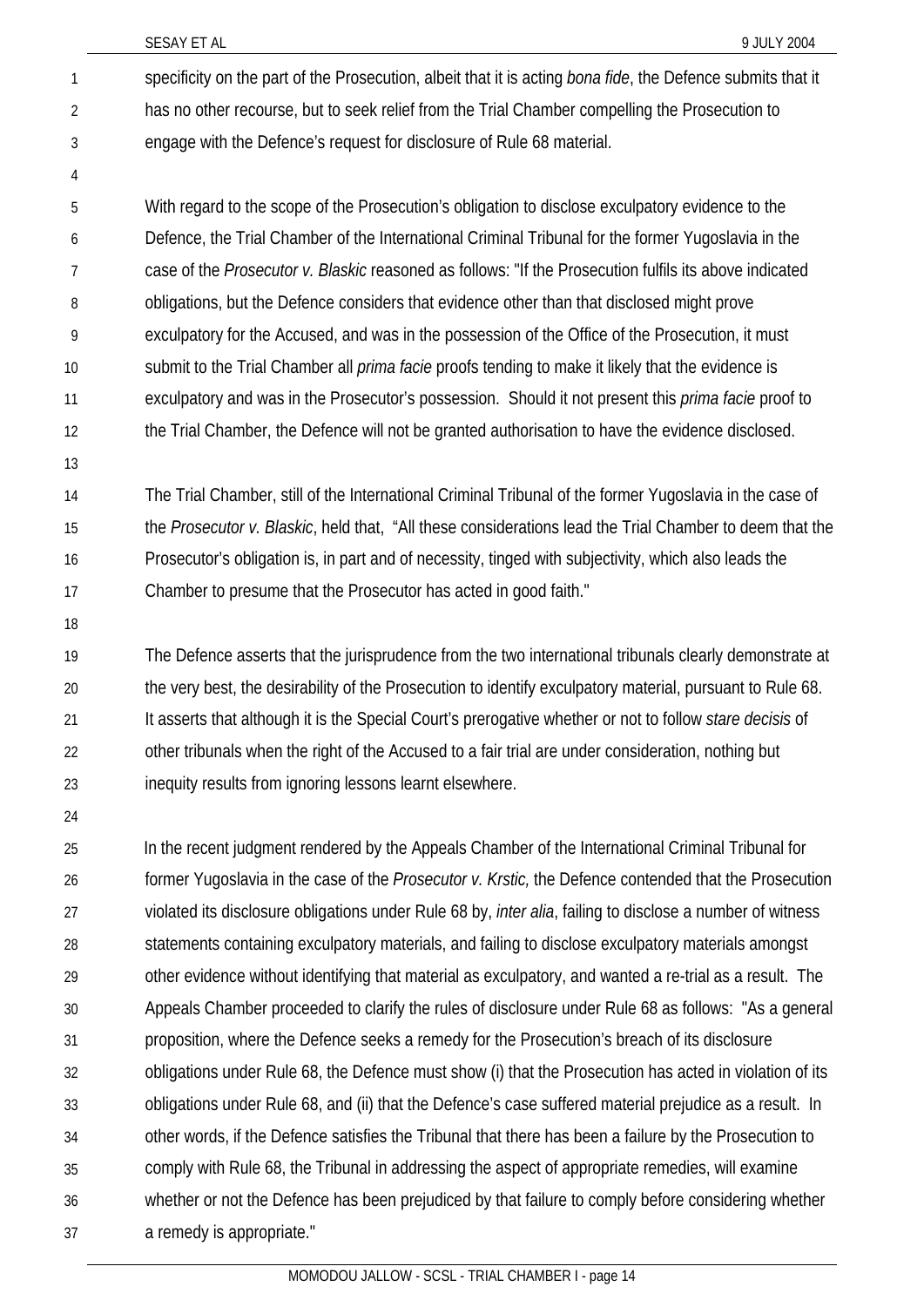specificity on the part of the Prosecution, albeit that it is acting *bona fide*, the Defence submits that it has no other recourse, but to seek relief from the Trial Chamber compelling the Prosecution to engage with the Defence's request for disclosure of Rule 68 material.

With regard to the scope of the Prosecution's obligation to disclose exculpatory evidence to the Defence, the Trial Chamber of the International Criminal Tribunal for the former Yugoslavia in the case of the *Prosecutor v. Blaskic* reasoned as follows: "If the Prosecution fulfils its above indicated obligations, but the Defence considers that evidence other than that disclosed might prove exculpatory for the Accused, and was in the possession of the Office of the Prosecution, it must submit to the Trial Chamber all *prima facie* proofs tending to make it likely that the evidence is exculpatory and was in the Prosecutor's possession. Should it not present this *prima facie* proof to the Trial Chamber, the Defence will not be granted authorisation to have the evidence disclosed.

The Trial Chamber, still of the International Criminal Tribunal of the former Yugoslavia in the case of the *Prosecutor v. Blaskic*, held that, "All these considerations lead the Trial Chamber to deem that the Prosecutor's obligation is, in part and of necessity, tinged with subjectivity, which also leads the Chamber to presume that the Prosecutor has acted in good faith."

The Defence asserts that the jurisprudence from the two international tribunals clearly demonstrate at the very best, the desirability of the Prosecution to identify exculpatory material, pursuant to Rule 68. It asserts that although it is the Special Court's prerogative whether or not to follow *stare decisis* of other tribunals when the right of the Accused to a fair trial are under consideration, nothing but inequity results from ignoring lessons learnt elsewhere.

In the recent judgment rendered by the Appeals Chamber of the International Criminal Tribunal for former Yugoslavia in the case of the *Prosecutor v. Krstic,* the Defence contended that the Prosecution violated its disclosure obligations under Rule 68 by, *inter alia*, failing to disclose a number of witness statements containing exculpatory materials, and failing to disclose exculpatory materials amongst other evidence without identifying that material as exculpatory, and wanted a re-trial as a result. The Appeals Chamber proceeded to clarify the rules of disclosure under Rule 68 as follows: "As a general proposition, where the Defence seeks a remedy for the Prosecution's breach of its disclosure obligations under Rule 68, the Defence must show (i) that the Prosecution has acted in violation of its obligations under Rule 68, and (ii) that the Defence's case suffered material prejudice as a result. In other words, if the Defence satisfies the Tribunal that there has been a failure by the Prosecution to comply with Rule 68, the Tribunal in addressing the aspect of appropriate remedies, will examine whether or not the Defence has been prejudiced by that failure to comply before considering whether a remedy is appropriate."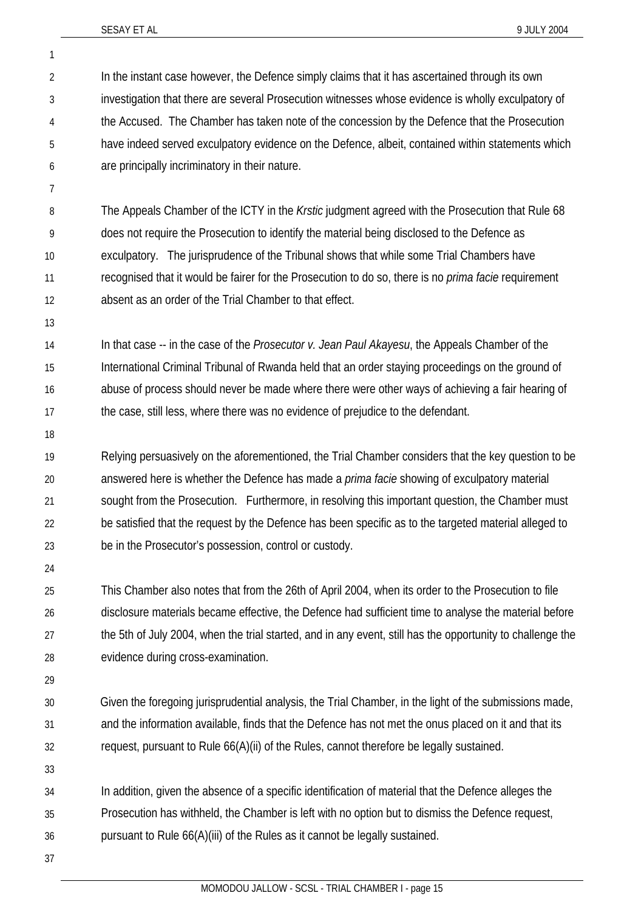In the instant case however, the Defence simply claims that it has ascertained through its own investigation that there are several Prosecution witnesses whose evidence is wholly exculpatory of the Accused. The Chamber has taken note of the concession by the Defence that the Prosecution have indeed served exculpatory evidence on the Defence, albeit, contained within statements which are principally incriminatory in their nature.

The Appeals Chamber of the ICTY in the *Krstic* judgment agreed with the Prosecution that Rule 68 does not require the Prosecution to identify the material being disclosed to the Defence as exculpatory. The jurisprudence of the Tribunal shows that while some Trial Chambers have recognised that it would be fairer for the Prosecution to do so, there is no *prima facie* requirement absent as an order of the Trial Chamber to that effect.

In that case -- in the case of the *Prosecutor v. Jean Paul Akayesu*, the Appeals Chamber of the International Criminal Tribunal of Rwanda held that an order staying proceedings on the ground of abuse of process should never be made where there were other ways of achieving a fair hearing of the case, still less, where there was no evidence of prejudice to the defendant.

Relying persuasively on the aforementioned, the Trial Chamber considers that the key question to be answered here is whether the Defence has made a *prima facie* showing of exculpatory material sought from the Prosecution. Furthermore, in resolving this important question, the Chamber must be satisfied that the request by the Defence has been specific as to the targeted material alleged to be in the Prosecutor's possession, control or custody.

This Chamber also notes that from the 26th of April 2004, when its order to the Prosecution to file disclosure materials became effective, the Defence had sufficient time to analyse the material before the 5th of July 2004, when the trial started, and in any event, still has the opportunity to challenge the evidence during cross-examination.

Given the foregoing jurisprudential analysis, the Trial Chamber, in the light of the submissions made, and the information available, finds that the Defence has not met the onus placed on it and that its request, pursuant to Rule 66(A)(ii) of the Rules, cannot therefore be legally sustained.

In addition, given the absence of a specific identification of material that the Defence alleges the Prosecution has withheld, the Chamber is left with no option but to dismiss the Defence request, pursuant to Rule 66(A)(iii) of the Rules as it cannot be legally sustained.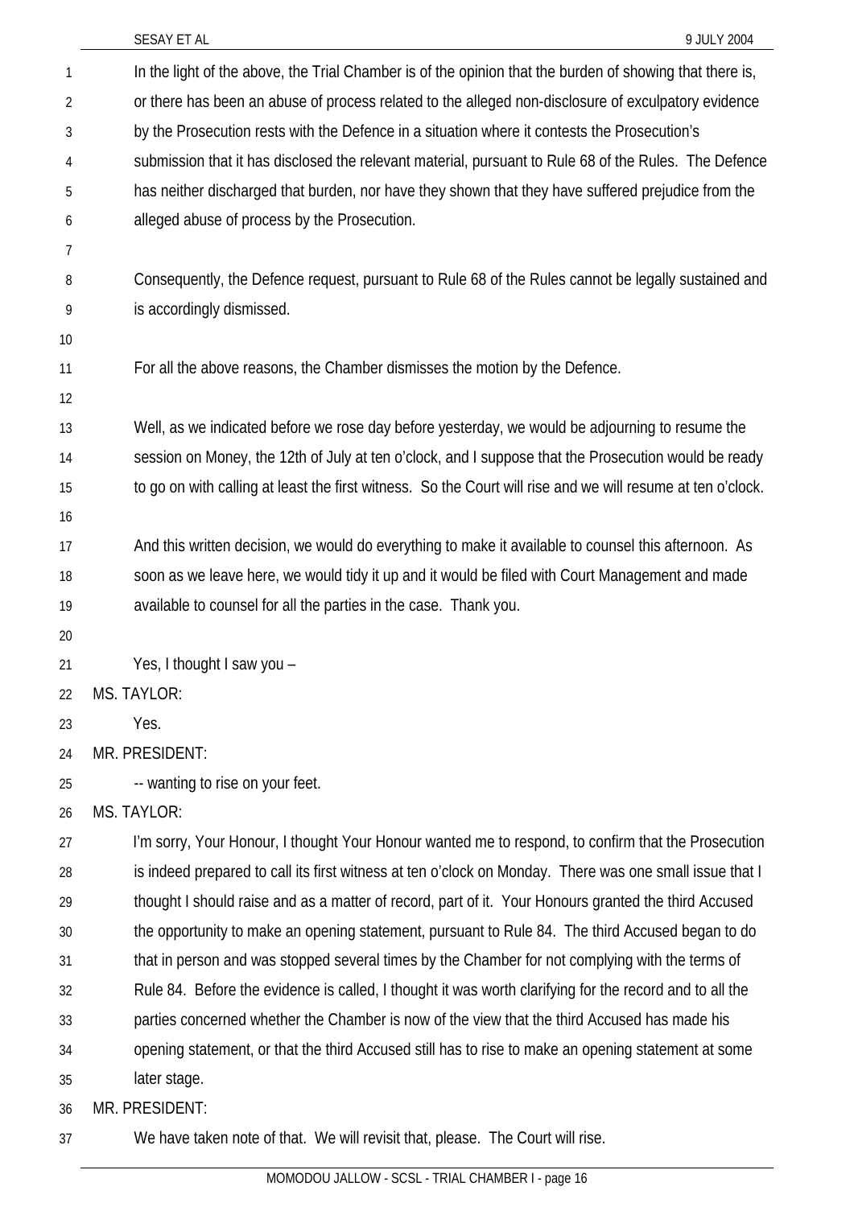In the light of the above, the Trial Chamber is of the opinion that the burden of showing that there is, or there has been an abuse of process related to the alleged non-disclosure of exculpatory evidence by the Prosecution rests with the Defence in a situation where it contests the Prosecution's submission that it has disclosed the relevant material, pursuant to Rule 68 of the Rules. The Defence has neither discharged that burden, nor have they shown that they have suffered prejudice from the alleged abuse of process by the Prosecution.

Consequently, the Defence request, pursuant to Rule 68 of the Rules cannot be legally sustained and is accordingly dismissed.

For all the above reasons, the Chamber dismisses the motion by the Defence.

Well, as we indicated before we rose day before yesterday, we would be adjourning to resume the session on Money, the 12th of July at ten o'clock, and I suppose that the Prosecution would be ready to go on with calling at least the first witness. So the Court will rise and we will resume at ten o'clock.

And this written decision, we would do everything to make it available to counsel this afternoon. As soon as we leave here, we would tidy it up and it would be filed with Court Management and made available to counsel for all the parties in the case. Thank you.

Yes, I thought I saw you –

MS. TAYLOR:

Yes.

MR. PRESIDENT:

-- wanting to rise on your feet.

MS. TAYLOR:

I'm sorry, Your Honour, I thought Your Honour wanted me to respond, to confirm that the Prosecution is indeed prepared to call its first witness at ten o'clock on Monday. There was one small issue that I thought I should raise and as a matter of record, part of it. Your Honours granted the third Accused the opportunity to make an opening statement, pursuant to Rule 84. The third Accused began to do that in person and was stopped several times by the Chamber for not complying with the terms of Rule 84. Before the evidence is called, I thought it was worth clarifying for the record and to all the parties concerned whether the Chamber is now of the view that the third Accused has made his opening statement, or that the third Accused still has to rise to make an opening statement at some later stage.

MR. PRESIDENT:

We have taken note of that. We will revisit that, please. The Court will rise.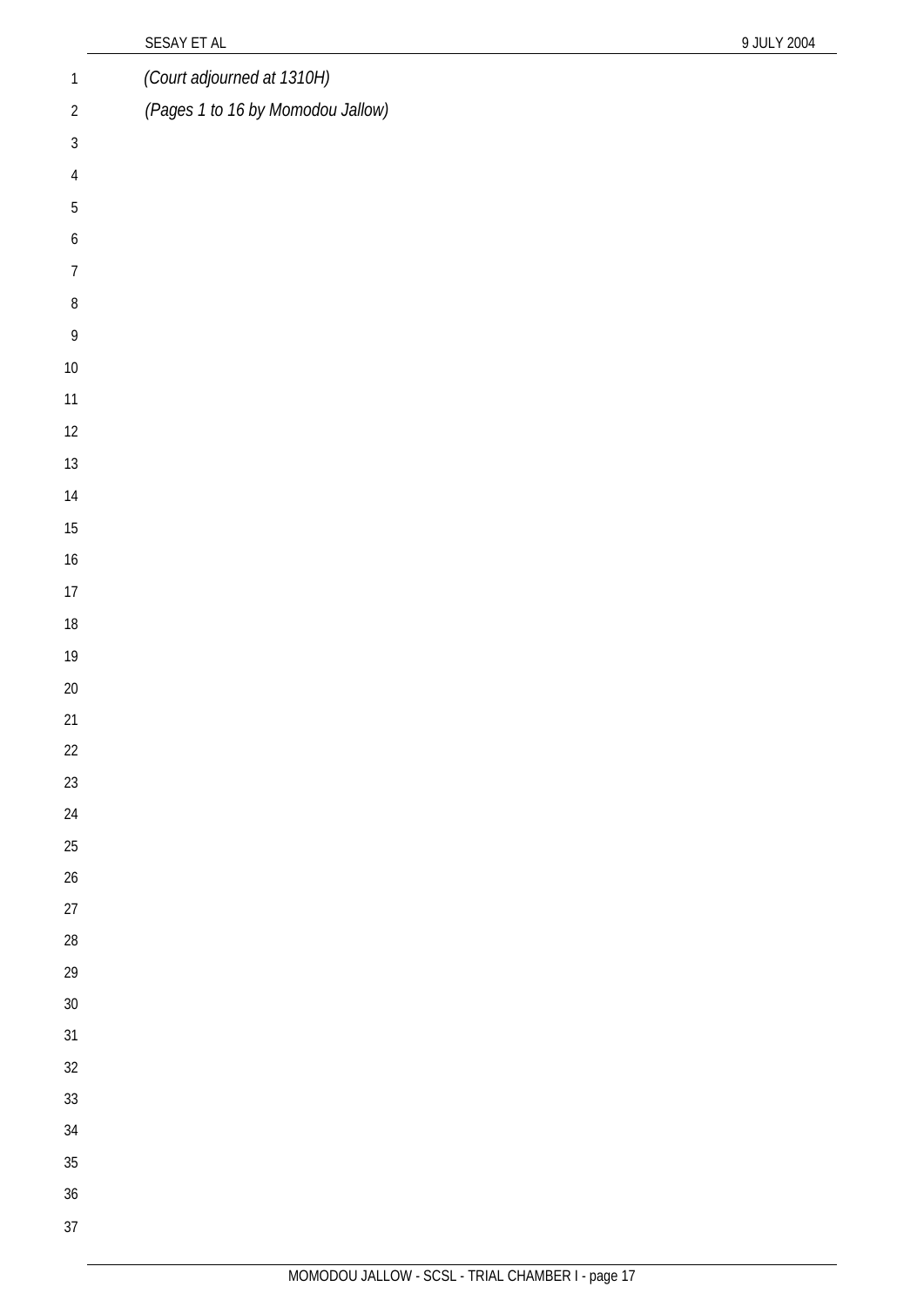*(Court adjourned at 1310H)*

*(Pages 1 to 16 by Momodou Jallow)*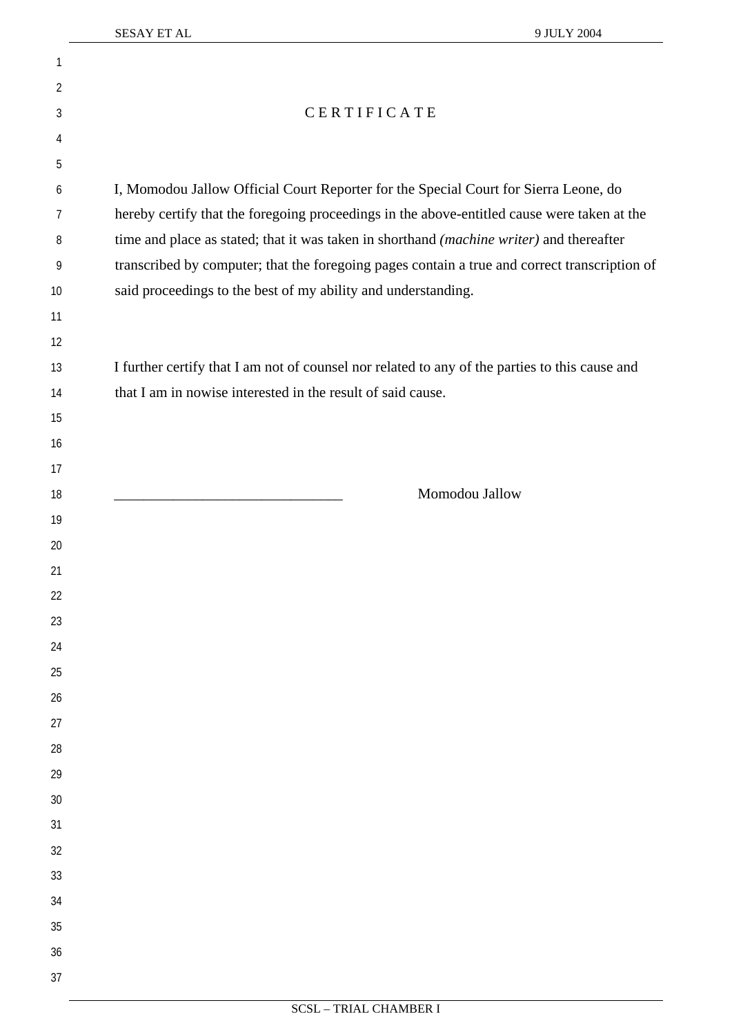# C E R T I F I C A T E

I, Momodou Jallow Official Court Reporter for the Special Court for Sierra Leone, do hereby certify that the foregoing proceedings in the above-entitled cause were taken at the time and place as stated; that it was taken in shorthand *(machine writer)* and thereafter transcribed by computer; that the foregoing pages contain a true and correct transcription of said proceedings to the best of my ability and understanding.

I further certify that I am not of counsel nor related to any of the parties to this cause and that I am in nowise interested in the result of said cause.

_______________________________ Momodou Jallow